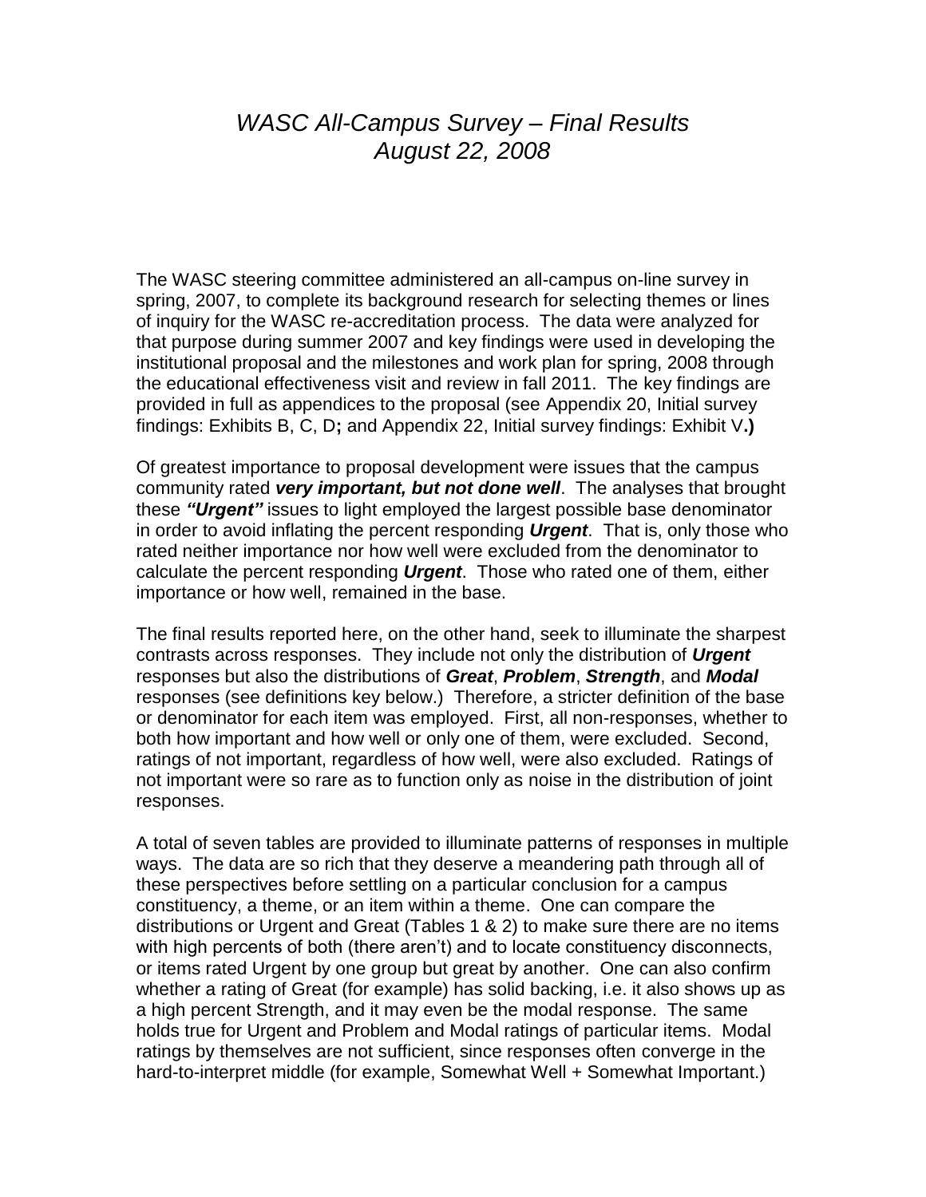# *WASC All-Campus Survey – Final Results*
# *August 22, 2008*

The WASC steering committee administered an all-campus on-line survey in spring, 2007, to complete its background research for selecting themes or lines of inquiry for the WASC re-accreditation process. The data were analyzed for that purpose during summer 2007 and key findings were used in developing the institutional proposal and the milestones and work plan for spring, 2008 through the educational effectiveness visit and review in fall 2011. The key findings are provided in full as appendices to the proposal (see Appendix 20, Initial survey findings: Exhibits B, C, D**;** and Appendix 22, Initial survey findings: Exhibit V**.)**

Of greatest importance to proposal development were issues that the campus community rated ***very important, but not done well***. The analyses that brought these ***"Urgent"*** issues to light employed the largest possible base denominator in order to avoid inflating the percent responding ***Urgent***. That is, only those who rated neither importance nor how well were excluded from the denominator to calculate the percent responding ***Urgent***. Those who rated one of them, either importance or how well, remained in the base.

The final results reported here, on the other hand, seek to illuminate the sharpest contrasts across responses. They include not only the distribution of ***Urgent*** responses but also the distributions of ***Great***, ***Problem***, ***Strength***, and ***Modal*** responses (see definitions key below.) Therefore, a stricter definition of the base or denominator for each item was employed. First, all non-responses, whether to both how important and how well or only one of them, were excluded. Second, ratings of not important, regardless of how well, were also excluded. Ratings of not important were so rare as to function only as noise in the distribution of joint responses.

A total of seven tables are provided to illuminate patterns of responses in multiple ways. The data are so rich that they deserve a meandering path through all of these perspectives before settling on a particular conclusion for a campus constituency, a theme, or an item within a theme. One can compare the distributions or Urgent and Great (Tables 1 & 2) to make sure there are no items with high percents of both (there aren't) and to locate constituency disconnects, or items rated Urgent by one group but great by another. One can also confirm whether a rating of Great (for example) has solid backing, i.e. it also shows up as a high percent Strength, and it may even be the modal response. The same holds true for Urgent and Problem and Modal ratings of particular items. Modal ratings by themselves are not sufficient, since responses often converge in the hard-to-interpret middle (for example, Somewhat Well + Somewhat Important.)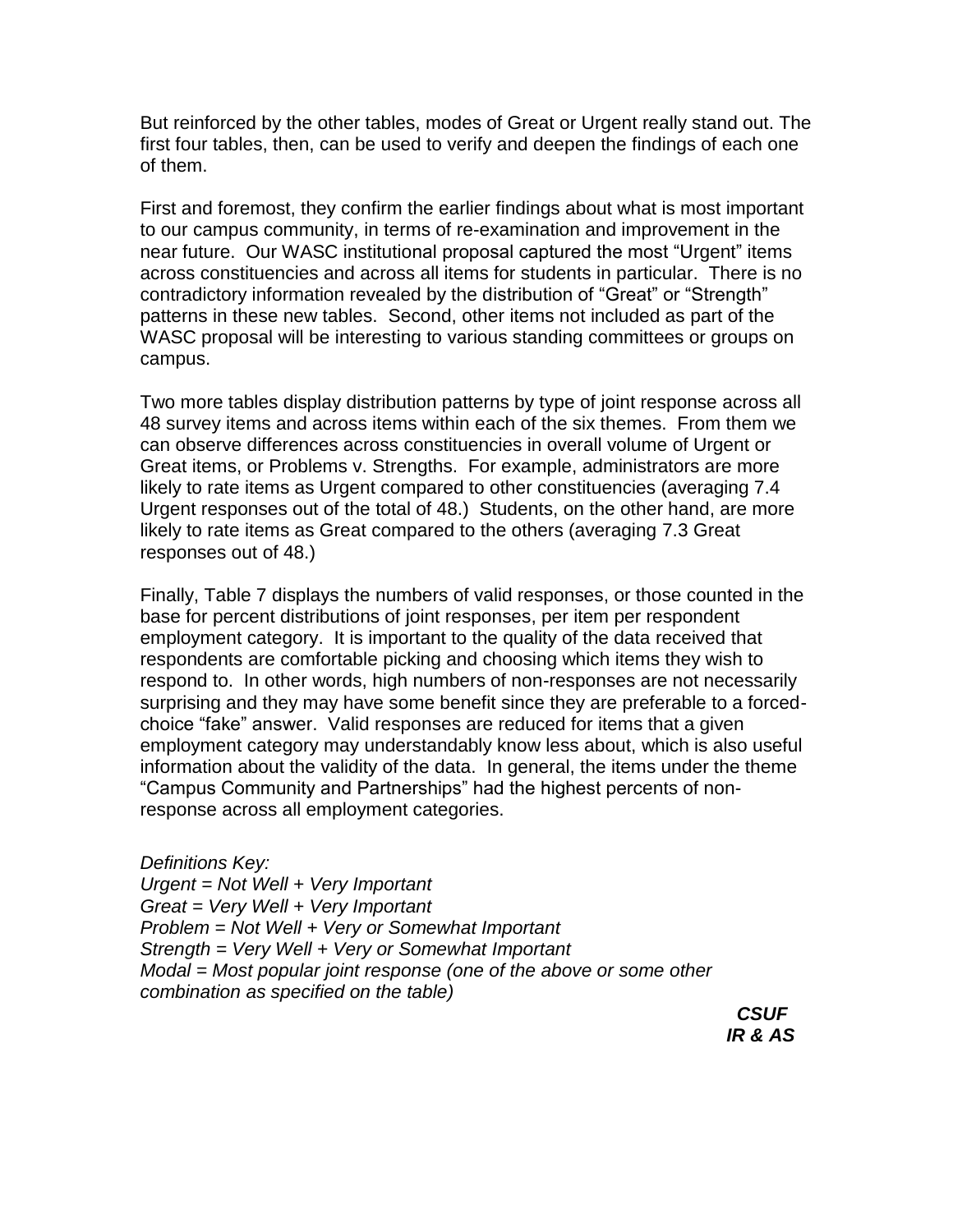But reinforced by the other tables, modes of Great or Urgent really stand out. The first four tables, then, can be used to verify and deepen the findings of each one of them.

First and foremost, they confirm the earlier findings about what is most important to our campus community, in terms of re-examination and improvement in the near future. Our WASC institutional proposal captured the most "Urgent" items across constituencies and across all items for students in particular. There is no contradictory information revealed by the distribution of "Great" or "Strength" patterns in these new tables. Second, other items not included as part of the WASC proposal will be interesting to various standing committees or groups on campus.

Two more tables display distribution patterns by type of joint response across all 48 survey items and across items within each of the six themes. From them we can observe differences across constituencies in overall volume of Urgent or Great items, or Problems v. Strengths. For example, administrators are more likely to rate items as Urgent compared to other constituencies (averaging 7.4 Urgent responses out of the total of 48.) Students, on the other hand, are more likely to rate items as Great compared to the others (averaging 7.3 Great responses out of 48.)

Finally, Table 7 displays the numbers of valid responses, or those counted in the base for percent distributions of joint responses, per item per respondent employment category. It is important to the quality of the data received that respondents are comfortable picking and choosing which items they wish to respond to. In other words, high numbers of non-responses are not necessarily surprising and they may have some benefit since they are preferable to a forced-choice "fake" answer. Valid responses are reduced for items that a given employment category may understandably know less about, which is also useful information about the validity of the data. In general, the items under the theme "Campus Community and Partnerships" had the highest percents of non-response across all employment categories.

*Definitions Key:*
*Urgent = Not Well + Very Important*
*Great = Very Well + Very Important*
*Problem = Not Well + Very or Somewhat Important*
*Strength = Very Well + Very or Somewhat Important*
*Modal = Most popular joint response (one of the above or some other combination as specified on the table)*

***CSUF***
***IR & AS***